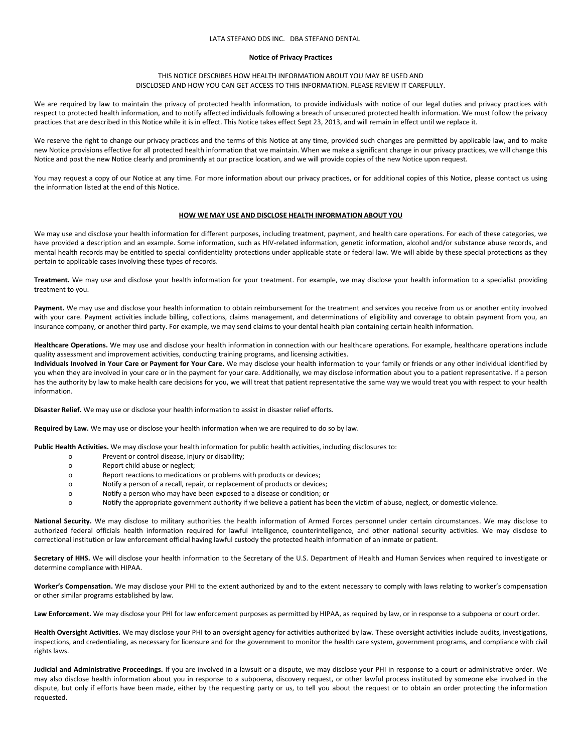LATA STEFANO DDS INC. DBA STEFANO DENTAL

# Notice of Privacy Practices

THIS NOTICE DESCRIBES HOW HEALTH INFORMATION ABOUT YOU MAY BE USED AND DISCLOSED AND HOW YOU CAN GET ACCESS TO THIS INFORMATION. PLEASE REVIEW IT CAREFULLY.

We are required by law to maintain the privacy of protected health information, to provide individuals with notice of our legal duties and privacy practices with respect to protected health information, and to notify affected individuals following a breach of unsecured protected health information. We must follow the privacy practices that are described in this Notice while it is in effect. This Notice takes effect Sept 23, 2013, and will remain in effect until we replace it.

We reserve the right to change our privacy practices and the terms of this Notice at any time, provided such changes are permitted by applicable law, and to make new Notice provisions effective for all protected health information that we maintain. When we make a significant change in our privacy practices, we will change this Notice and post the new Notice clearly and prominently at our practice location, and we will provide copies of the new Notice upon request.

You may request a copy of our Notice at any time. For more information about our privacy practices, or for additional copies of this Notice, please contact us using the information listed at the end of this Notice.

## HOW WE MAY USE AND DISCLOSE HEALTH INFORMATION ABOUT YOU

We may use and disclose your health information for different purposes, including treatment, payment, and health care operations. For each of these categories, we have provided a description and an example. Some information, such as HIV-related information, genetic information, alcohol and/or substance abuse records, and mental health records may be entitled to special confidentiality protections under applicable state or federal law. We will abide by these special protections as they pertain to applicable cases involving these types of records.

**Treatment.** We may use and disclose your health information for your treatment. For example, we may disclose your health information to a specialist providing treatment to you.

**Payment.** We may use and disclose your health information to obtain reimbursement for the treatment and services you receive from us or another entity involved with your care. Payment activities include billing, collections, claims management, and determinations of eligibility and coverage to obtain payment from you, an insurance company, or another third party. For example, we may send claims to your dental health plan containing certain health information.

**Healthcare Operations.** We may use and disclose your health information in connection with our healthcare operations. For example, healthcare operations include quality assessment and improvement activities, conducting training programs, and licensing activities.

**Individuals Involved in Your Care or Payment for Your Care.** We may disclose your health information to your family or friends or any other individual identified by you when they are involved in your care or in the payment for your care. Additionally, we may disclose information about you to a patient representative. If a person has the authority by law to make health care decisions for you, we will treat that patient representative the same way we would treat you with respect to your health information.

**Disaster Relief.** We may use or disclose your health information to assist in disaster relief efforts.

**Required by Law.** We may use or disclose your health information when we are required to do so by law.

**Public Health Activities.** We may disclose your health information for public health activities, including disclosures to:

- Prevent or control disease, injury or disability;
- Report child abuse or neglect;
- Report reactions to medications or problems with products or devices;
- Notify a person of a recall, repair, or replacement of products or devices;
- Notify a person who may have been exposed to a disease or condition; or
- Notify the appropriate government authority if we believe a patient has been the victim of abuse, neglect, or domestic violence.

**National Security.** We may disclose to military authorities the health information of Armed Forces personnel under certain circumstances. We may disclose to authorized federal officials health information required for lawful intelligence, counterintelligence, and other national security activities. We may disclose to correctional institution or law enforcement official having lawful custody the protected health information of an inmate or patient.

**Secretary of HHS.** We will disclose your health information to the Secretary of the U.S. Department of Health and Human Services when required to investigate or determine compliance with HIPAA.

**Worker's Compensation.** We may disclose your PHI to the extent authorized by and to the extent necessary to comply with laws relating to worker's compensation or other similar programs established by law.

**Law Enforcement.** We may disclose your PHI for law enforcement purposes as permitted by HIPAA, as required by law, or in response to a subpoena or court order.

**Health Oversight Activities.** We may disclose your PHI to an oversight agency for activities authorized by law. These oversight activities include audits, investigations, inspections, and credentialing, as necessary for licensure and for the government to monitor the health care system, government programs, and compliance with civil rights laws.

**Judicial and Administrative Proceedings.** If you are involved in a lawsuit or a dispute, we may disclose your PHI in response to a court or administrative order. We may also disclose health information about you in response to a subpoena, discovery request, or other lawful process instituted by someone else involved in the dispute, but only if efforts have been made, either by the requesting party or us, to tell you about the request or to obtain an order protecting the information requested.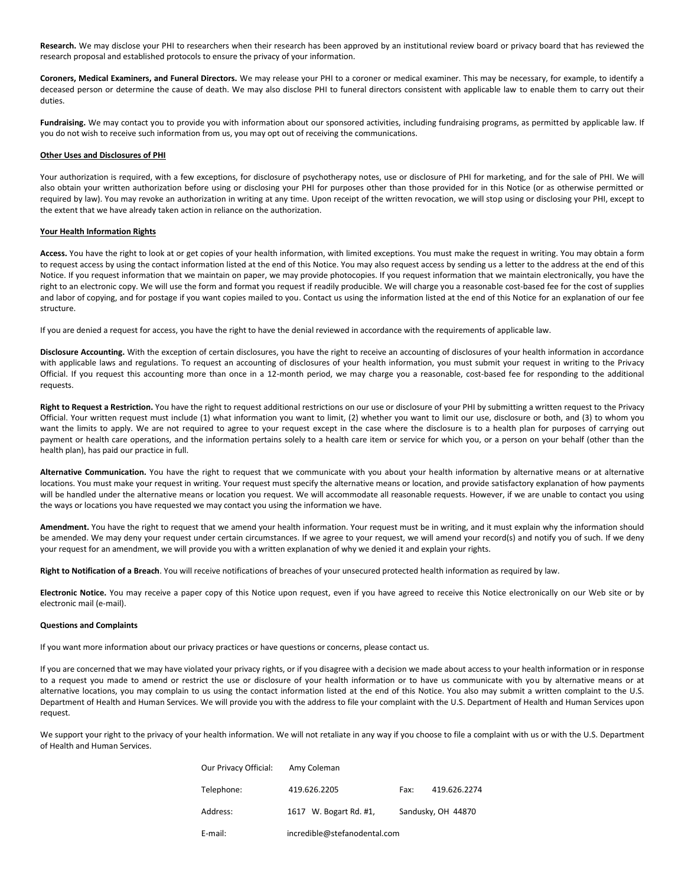**Research.** We may disclose your PHI to researchers when their research has been approved by an institutional review board or privacy board that has reviewed the research proposal and established protocols to ensure the privacy of your information.

**Coroners, Medical Examiners, and Funeral Directors.** We may release your PHI to a coroner or medical examiner. This may be necessary, for example, to identify a deceased person or determine the cause of death. We may also disclose PHI to funeral directors consistent with applicable law to enable them to carry out their duties.

**Fundraising.** We may contact you to provide you with information about our sponsored activities, including fundraising programs, as permitted by applicable law. If you do not wish to receive such information from us, you may opt out of receiving the communications.

**Other Uses and Disclosures of PHI**

Your authorization is required, with a few exceptions, for disclosure of psychotherapy notes, use or disclosure of PHI for marketing, and for the sale of PHI. We will also obtain your written authorization before using or disclosing your PHI for purposes other than those provided for in this Notice (or as otherwise permitted or required by law). You may revoke an authorization in writing at any time. Upon receipt of the written revocation, we will stop using or disclosing your PHI, except to the extent that we have already taken action in reliance on the authorization.

**Your Health Information Rights**

**Access.** You have the right to look at or get copies of your health information, with limited exceptions. You must make the request in writing. You may obtain a form to request access by using the contact information listed at the end of this Notice. You may also request access by sending us a letter to the address at the end of this Notice. If you request information that we maintain on paper, we may provide photocopies. If you request information that we maintain electronically, you have the right to an electronic copy. We will use the form and format you request if readily producible. We will charge you a reasonable cost-based fee for the cost of supplies and labor of copying, and for postage if you want copies mailed to you. Contact us using the information listed at the end of this Notice for an explanation of our fee structure.

If you are denied a request for access, you have the right to have the denial reviewed in accordance with the requirements of applicable law.

**Disclosure Accounting.** With the exception of certain disclosures, you have the right to receive an accounting of disclosures of your health information in accordance with applicable laws and regulations. To request an accounting of disclosures of your health information, you must submit your request in writing to the Privacy Official. If you request this accounting more than once in a 12-month period, we may charge you a reasonable, cost-based fee for responding to the additional requests.

**Right to Request a Restriction.** You have the right to request additional restrictions on our use or disclosure of your PHI by submitting a written request to the Privacy Official. Your written request must include (1) what information you want to limit, (2) whether you want to limit our use, disclosure or both, and (3) to whom you want the limits to apply. We are not required to agree to your request except in the case where the disclosure is to a health plan for purposes of carrying out payment or health care operations, and the information pertains solely to a health care item or service for which you, or a person on your behalf (other than the health plan), has paid our practice in full.

**Alternative Communication.** You have the right to request that we communicate with you about your health information by alternative means or at alternative locations. You must make your request in writing. Your request must specify the alternative means or location, and provide satisfactory explanation of how payments will be handled under the alternative means or location you request. We will accommodate all reasonable requests. However, if we are unable to contact you using the ways or locations you have requested we may contact you using the information we have.

**Amendment.** You have the right to request that we amend your health information. Your request must be in writing, and it must explain why the information should be amended. We may deny your request under certain circumstances. If we agree to your request, we will amend your record(s) and notify you of such. If we deny your request for an amendment, we will provide you with a written explanation of why we denied it and explain your rights.

**Right to Notification of a Breach**. You will receive notifications of breaches of your unsecured protected health information as required by law.

**Electronic Notice.** You may receive a paper copy of this Notice upon request, even if you have agreed to receive this Notice electronically on our Web site or by electronic mail (e-mail).

**Questions and Complaints**

If you want more information about our privacy practices or have questions or concerns, please contact us.

If you are concerned that we may have violated your privacy rights, or if you disagree with a decision we made about access to your health information or in response to a request you made to amend or restrict the use or disclosure of your health information or to have us communicate with you by alternative means or at alternative locations, you may complain to us using the contact information listed at the end of this Notice. You also may submit a written complaint to the U.S. Department of Health and Human Services. We will provide you with the address to file your complaint with the U.S. Department of Health and Human Services upon request.

We support your right to the privacy of your health information. We will not retaliate in any way if you choose to file a complaint with us or with the U.S. Department of Health and Human Services.

| | | | |
|---|---|---|---|
| Our Privacy Official: | Amy Coleman | | |
| Telephone: | 419.626.2205 | Fax: | 419.626.2274 |
| Address: | 1617 W. Bogart Rd. #1, | Sandusky, OH 44870 | |
| E-mail: | incredible@stefanodental.com | | |